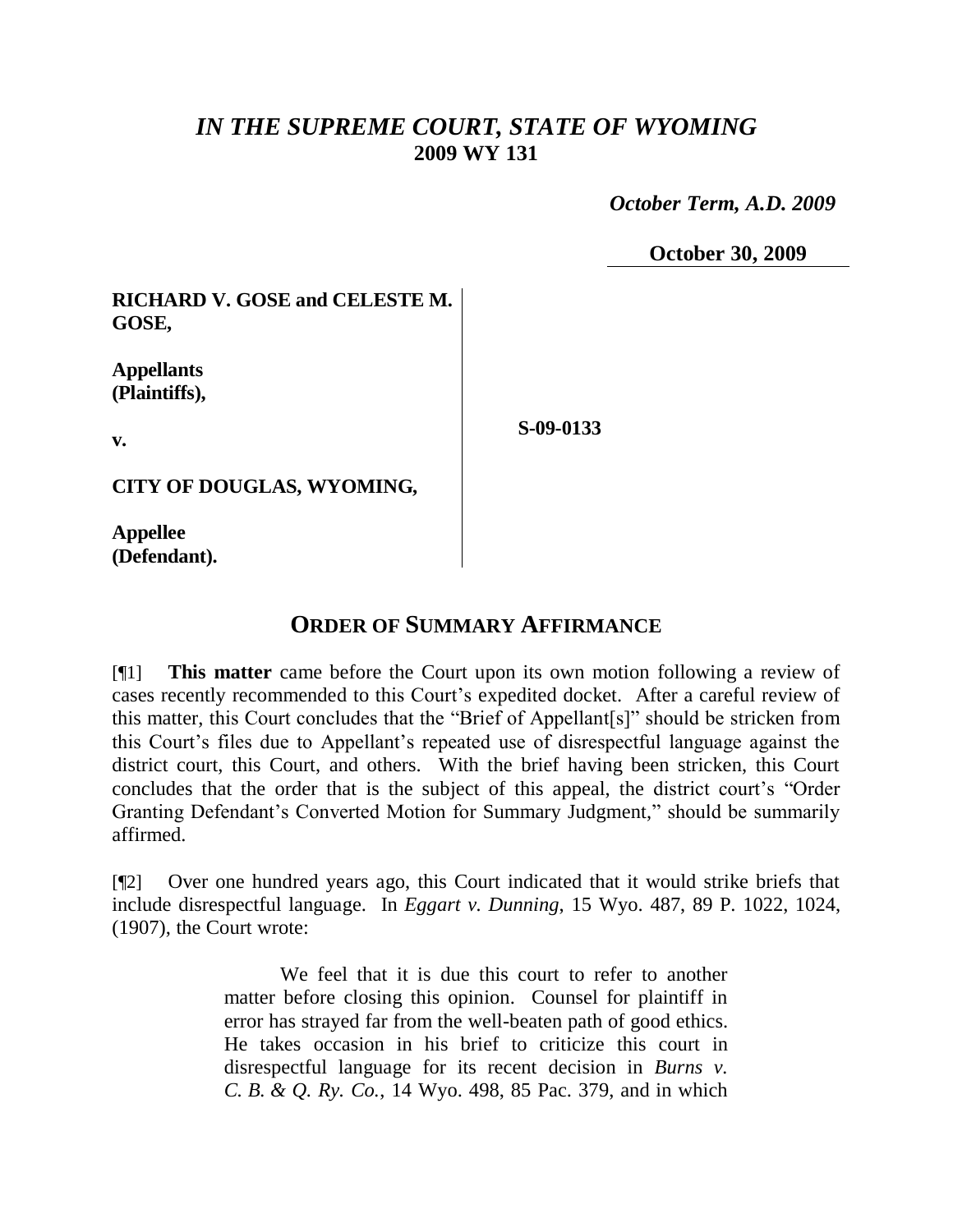# *IN THE SUPREME COURT, STATE OF WYOMING*
## 2009 WY 131

*October Term, A.D. 2009*

**October 30, 2009**

**RICHARD V. GOSE and CELESTE M. GOSE,**

**Appellants (Plaintiffs),**

**v.**

**CITY OF DOUGLAS, WYOMING,**

**Appellee (Defendant).**

**S-09-0133**

## ORDER OF SUMMARY AFFIRMANCE

[¶1] **This matter** came before the Court upon its own motion following a review of cases recently recommended to this Court's expedited docket. After a careful review of this matter, this Court concludes that the "Brief of Appellant[s]" should be stricken from this Court's files due to Appellant's repeated use of disrespectful language against the district court, this Court, and others. With the brief having been stricken, this Court concludes that the order that is the subject of this appeal, the district court's "Order Granting Defendant's Converted Motion for Summary Judgment," should be summarily affirmed.

[¶2] Over one hundred years ago, this Court indicated that it would strike briefs that include disrespectful language. In *Eggart v. Dunning*, 15 Wyo. 487, 89 P. 1022, 1024, (1907), the Court wrote:

> We feel that it is due this court to refer to another matter before closing this opinion. Counsel for plaintiff in error has strayed far from the well-beaten path of good ethics. He takes occasion in his brief to criticize this court in disrespectful language for its recent decision in *Burns v. C. B. & Q. Ry. Co.*, 14 Wyo. 498, 85 Pac. 379, and in which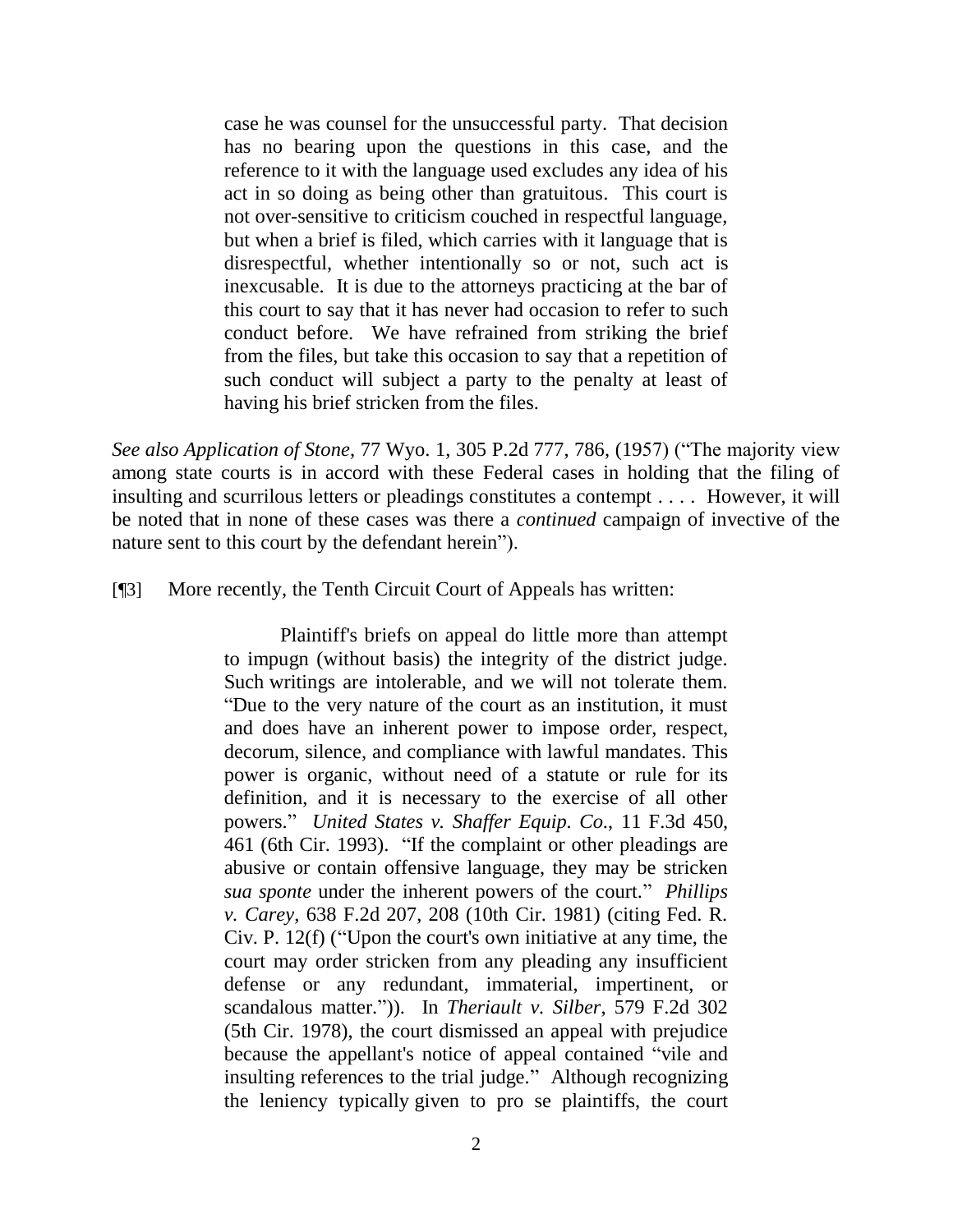> case he was counsel for the unsuccessful party. That decision has no bearing upon the questions in this case, and the reference to it with the language used excludes any idea of his act in so doing as being other than gratuitous. This court is not over-sensitive to criticism couched in respectful language, but when a brief is filed, which carries with it language that is disrespectful, whether intentionally so or not, such act is inexcusable. It is due to the attorneys practicing at the bar of this court to say that it has never had occasion to refer to such conduct before. We have refrained from striking the brief from the files, but take this occasion to say that a repetition of such conduct will subject a party to the penalty at least of having his brief stricken from the files.

*See also Application of Stone*, 77 Wyo. 1, 305 P.2d 777, 786, (1957) ("The majority view among state courts is in accord with these Federal cases in holding that the filing of insulting and scurrilous letters or pleadings constitutes a contempt . . . . However, it will be noted that in none of these cases was there a *continued* campaign of invective of the nature sent to this court by the defendant herein").

[¶3] More recently, the Tenth Circuit Court of Appeals has written:

> Plaintiff's briefs on appeal do little more than attempt to impugn (without basis) the integrity of the district judge. Such writings are intolerable, and we will not tolerate them. "Due to the very nature of the court as an institution, it must and does have an inherent power to impose order, respect, decorum, silence, and compliance with lawful mandates. This power is organic, without need of a statute or rule for its definition, and it is necessary to the exercise of all other powers." *United States v. Shaffer Equip. Co.*, 11 F.3d 450, 461 (6th Cir. 1993). "If the complaint or other pleadings are abusive or contain offensive language, they may be stricken *sua sponte* under the inherent powers of the court." *Phillips v. Carey*, 638 F.2d 207, 208 (10th Cir. 1981) (citing Fed. R. Civ. P. 12(f) ("Upon the court's own initiative at any time, the court may order stricken from any pleading any insufficient defense or any redundant, immaterial, impertinent, or scandalous matter.")). In *Theriault v. Silber*, 579 F.2d 302 (5th Cir. 1978), the court dismissed an appeal with prejudice because the appellant's notice of appeal contained "vile and insulting references to the trial judge." Although recognizing the leniency typically given to pro se plaintiffs, the court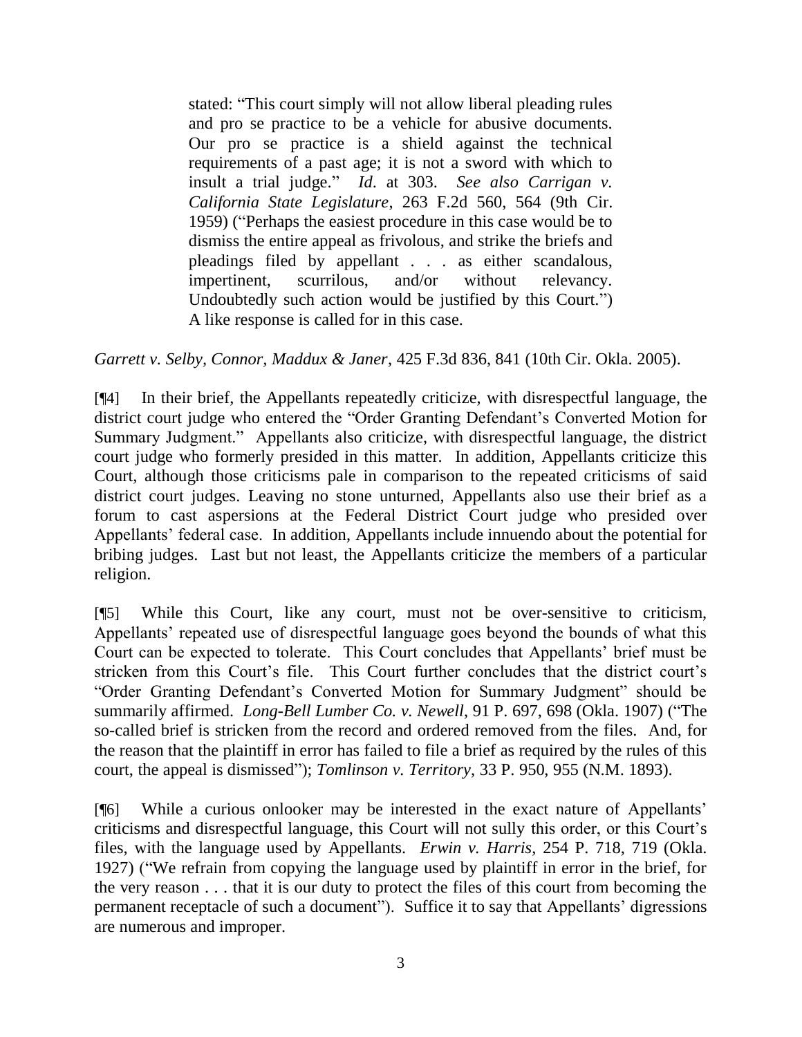> stated: "This court simply will not allow liberal pleading rules and pro se practice to be a vehicle for abusive documents. Our pro se practice is a shield against the technical requirements of a past age; it is not a sword with which to insult a trial judge." *Id*. at 303. *See also Carrigan v. California State Legislature*, 263 F.2d 560, 564 (9th Cir. 1959) ("Perhaps the easiest procedure in this case would be to dismiss the entire appeal as frivolous, and strike the briefs and pleadings filed by appellant . . . as either scandalous, impertinent, scurrilous, and/or without relevancy. Undoubtedly such action would be justified by this Court.") A like response is called for in this case.

*Garrett v. Selby, Connor, Maddux & Janer*, 425 F.3d 836, 841 (10th Cir. Okla. 2005).

[¶4] In their brief, the Appellants repeatedly criticize, with disrespectful language, the district court judge who entered the "Order Granting Defendant's Converted Motion for Summary Judgment." Appellants also criticize, with disrespectful language, the district court judge who formerly presided in this matter. In addition, Appellants criticize this Court, although those criticisms pale in comparison to the repeated criticisms of said district court judges. Leaving no stone unturned, Appellants also use their brief as a forum to cast aspersions at the Federal District Court judge who presided over Appellants' federal case. In addition, Appellants include innuendo about the potential for bribing judges. Last but not least, the Appellants criticize the members of a particular religion.

[¶5] While this Court, like any court, must not be over-sensitive to criticism, Appellants' repeated use of disrespectful language goes beyond the bounds of what this Court can be expected to tolerate. This Court concludes that Appellants' brief must be stricken from this Court's file. This Court further concludes that the district court's "Order Granting Defendant's Converted Motion for Summary Judgment" should be summarily affirmed. *Long-Bell Lumber Co. v. Newell*, 91 P. 697, 698 (Okla. 1907) ("The so-called brief is stricken from the record and ordered removed from the files. And, for the reason that the plaintiff in error has failed to file a brief as required by the rules of this court, the appeal is dismissed"); *Tomlinson v. Territory*, 33 P. 950, 955 (N.M. 1893).

[¶6] While a curious onlooker may be interested in the exact nature of Appellants' criticisms and disrespectful language, this Court will not sully this order, or this Court's files, with the language used by Appellants. *Erwin v. Harris*, 254 P. 718, 719 (Okla. 1927) ("We refrain from copying the language used by plaintiff in error in the brief, for the very reason . . . that it is our duty to protect the files of this court from becoming the permanent receptacle of such a document"). Suffice it to say that Appellants' digressions are numerous and improper.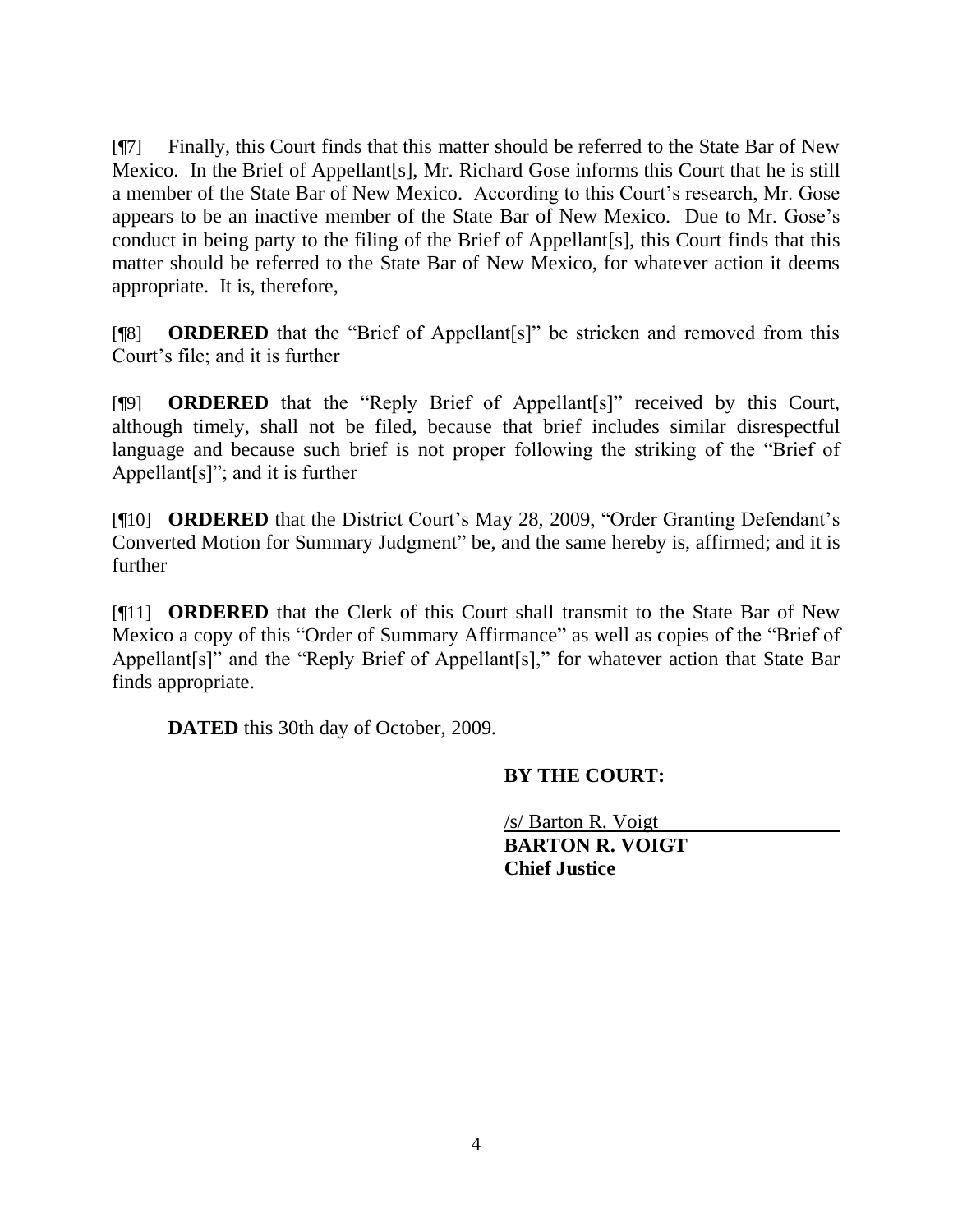[¶7] Finally, this Court finds that this matter should be referred to the State Bar of New Mexico. In the Brief of Appellant[s], Mr. Richard Gose informs this Court that he is still a member of the State Bar of New Mexico. According to this Court's research, Mr. Gose appears to be an inactive member of the State Bar of New Mexico. Due to Mr. Gose's conduct in being party to the filing of the Brief of Appellant[s], this Court finds that this matter should be referred to the State Bar of New Mexico, for whatever action it deems appropriate. It is, therefore,

[¶8] **ORDERED** that the "Brief of Appellant[s]" be stricken and removed from this Court's file; and it is further

[¶9] **ORDERED** that the "Reply Brief of Appellant[s]" received by this Court, although timely, shall not be filed, because that brief includes similar disrespectful language and because such brief is not proper following the striking of the "Brief of Appellant[s]"; and it is further

[¶10] **ORDERED** that the District Court's May 28, 2009, "Order Granting Defendant's Converted Motion for Summary Judgment" be, and the same hereby is, affirmed; and it is further

[¶11] **ORDERED** that the Clerk of this Court shall transmit to the State Bar of New Mexico a copy of this "Order of Summary Affirmance" as well as copies of the "Brief of Appellant[s]" and the "Reply Brief of Appellant[s]," for whatever action that State Bar finds appropriate.

**DATED** this 30th day of October, 2009.

**BY THE COURT:**

/s/ Barton R. Voigt

**BARTON R. VOIGT**
**Chief Justice**